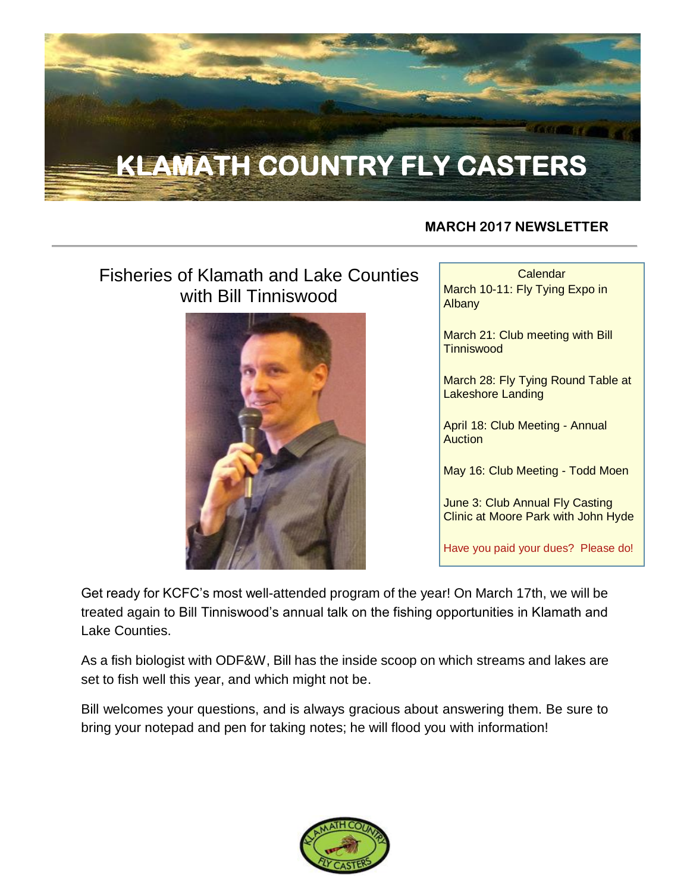# KLAMATH COUNTRY FLY CASTERS

**MARCH 2017 NEWSLETTER**

## Fisheries of Klamath and Lake Counties with Bill Tinniswood

Calendar

March 10-11: Fly Tying Expo in Albany

March 21: Club meeting with Bill Tinniswood

March 28: Fly Tying Round Table at Lakeshore Landing

April 18: Club Meeting - Annual Auction

May 16: Club Meeting - Todd Moen

June 3: Club Annual Fly Casting Clinic at Moore Park with John Hyde

Have you paid your dues? Please do!

Get ready for KCFC's most well-attended program of the year! On March 17th, we will be treated again to Bill Tinniswood's annual talk on the fishing opportunities in Klamath and Lake Counties.

As a fish biologist with ODF&W, Bill has the inside scoop on which streams and lakes are set to fish well this year, and which might not be.

Bill welcomes your questions, and is always gracious about answering them. Be sure to bring your notepad and pen for taking notes; he will flood you with information!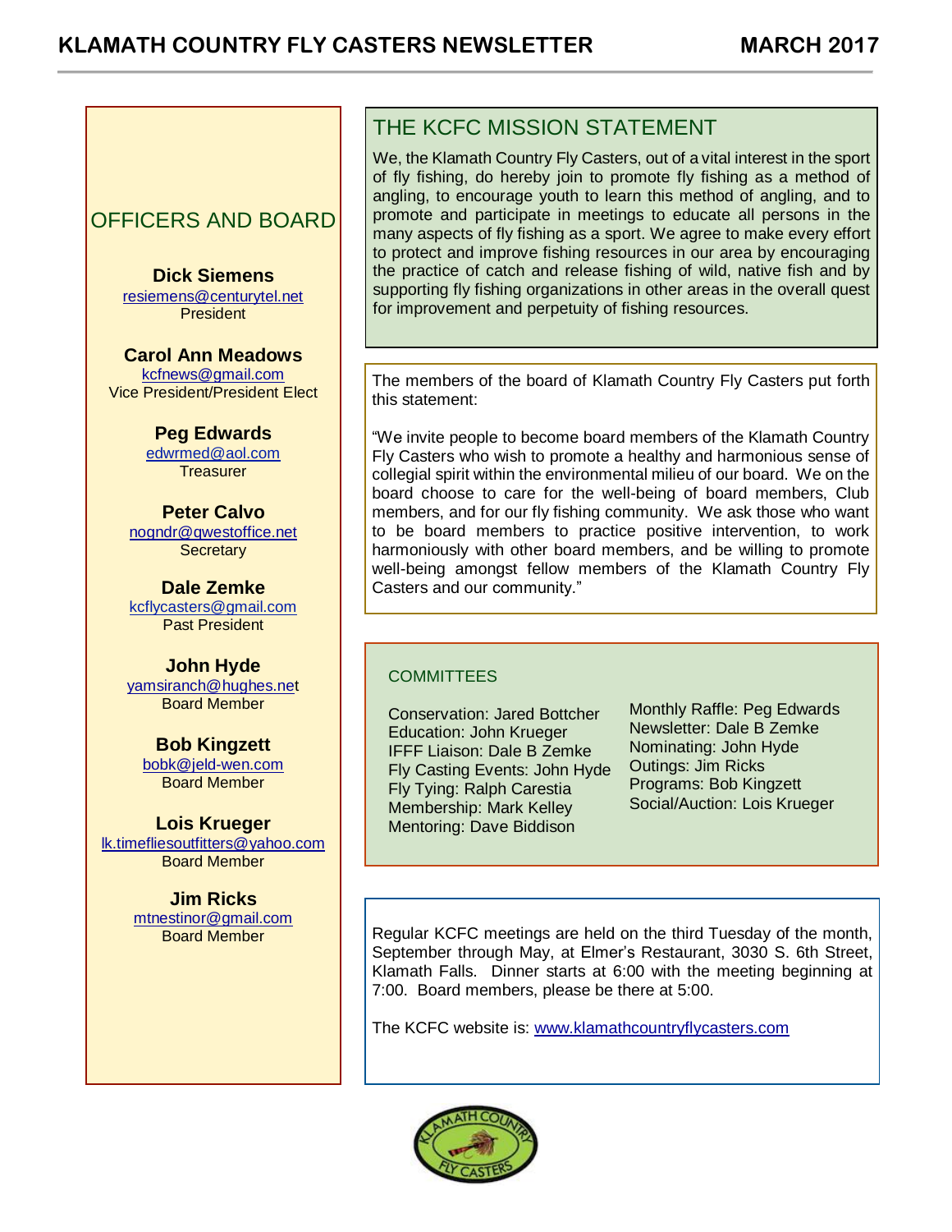## OFFICERS AND BOARD

**Dick Siemens**
resiemens@centurytel.net
President

**Carol Ann Meadows**
kcfnews@gmail.com
Vice President/President Elect

**Peg Edwards**
edwrmed@aol.com
Treasurer

**Peter Calvo**
nogndr@qwestoffice.net
Secretary

**Dale Zemke**
kcflycasters@gmail.com
Past President

**John Hyde**
yamsiranch@hughes.net
Board Member

**Bob Kingzett**
bobk@jeld-wen.com
Board Member

**Lois Krueger**
lk.timefliesoutfitters@yahoo.com
Board Member

**Jim Ricks**
mtnestinor@gmail.com
Board Member

## THE KCFC MISSION STATEMENT

We, the Klamath Country Fly Casters, out of a vital interest in the sport of fly fishing, do hereby join to promote fly fishing as a method of angling, to encourage youth to learn this method of angling, and to promote and participate in meetings to educate all persons in the many aspects of fly fishing as a sport. We agree to make every effort to protect and improve fishing resources in our area by encouraging the practice of catch and release fishing of wild, native fish and by supporting fly fishing organizations in other areas in the overall quest for improvement and perpetuity of fishing resources.

The members of the board of Klamath Country Fly Casters put forth this statement:

"We invite people to become board members of the Klamath Country Fly Casters who wish to promote a healthy and harmonious sense of collegial spirit within the environmental milieu of our board. We on the board choose to care for the well-being of board members, Club members, and for our fly fishing community. We ask those who want to be board members to practice positive intervention, to work harmoniously with other board members, and be willing to promote well-being amongst fellow members of the Klamath Country Fly Casters and our community."

### COMMITTEES

Conservation: Jared Bottcher
Education: John Krueger
IFFF Liaison: Dale B Zemke
Fly Casting Events: John Hyde
Fly Tying: Ralph Carestia
Membership: Mark Kelley
Mentoring: Dave Biddison
Monthly Raffle: Peg Edwards
Newsletter: Dale B Zemke
Nominating: John Hyde
Outings: Jim Ricks
Programs: Bob Kingzett
Social/Auction: Lois Krueger

Regular KCFC meetings are held on the third Tuesday of the month, September through May, at Elmer's Restaurant, 3030 S. 6th Street, Klamath Falls. Dinner starts at 6:00 with the meeting beginning at 7:00. Board members, please be there at 5:00.

The KCFC website is: www.klamathcountryflycasters.com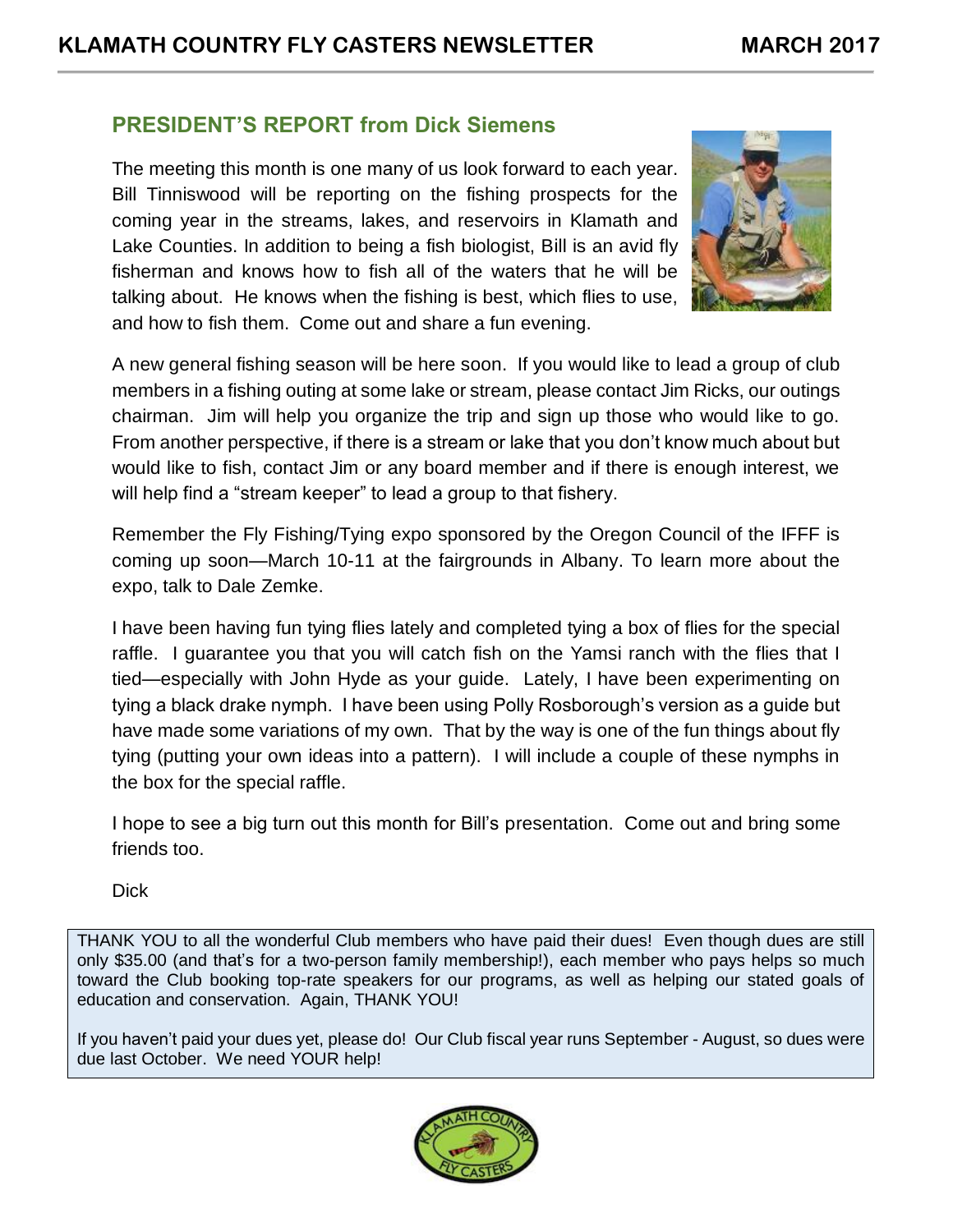## PRESIDENT'S REPORT from Dick Siemens

The meeting this month is one many of us look forward to each year. Bill Tinniswood will be reporting on the fishing prospects for the coming year in the streams, lakes, and reservoirs in Klamath and Lake Counties. In addition to being a fish biologist, Bill is an avid fly fisherman and knows how to fish all of the waters that he will be talking about. He knows when the fishing is best, which flies to use, and how to fish them. Come out and share a fun evening.

A new general fishing season will be here soon. If you would like to lead a group of club members in a fishing outing at some lake or stream, please contact Jim Ricks, our outings chairman. Jim will help you organize the trip and sign up those who would like to go. From another perspective, if there is a stream or lake that you don't know much about but would like to fish, contact Jim or any board member and if there is enough interest, we will help find a "stream keeper" to lead a group to that fishery.

Remember the Fly Fishing/Tying expo sponsored by the Oregon Council of the IFFF is coming up soon—March 10-11 at the fairgrounds in Albany. To learn more about the expo, talk to Dale Zemke.

I have been having fun tying flies lately and completed tying a box of flies for the special raffle. I guarantee you that you will catch fish on the Yamsi ranch with the flies that I tied—especially with John Hyde as your guide. Lately, I have been experimenting on tying a black drake nymph. I have been using Polly Rosborough's version as a guide but have made some variations of my own. That by the way is one of the fun things about fly tying (putting your own ideas into a pattern). I will include a couple of these nymphs in the box for the special raffle.

I hope to see a big turn out this month for Bill's presentation. Come out and bring some friends too.

Dick

THANK YOU to all the wonderful Club members who have paid their dues! Even though dues are still only $35.00 (and that's for a two-person family membership!), each member who pays helps so much toward the Club booking top-rate speakers for our programs, as well as helping our stated goals of education and conservation. Again, THANK YOU!

If you haven't paid your dues yet, please do! Our Club fiscal year runs September - August, so dues were due last October. We need YOUR help!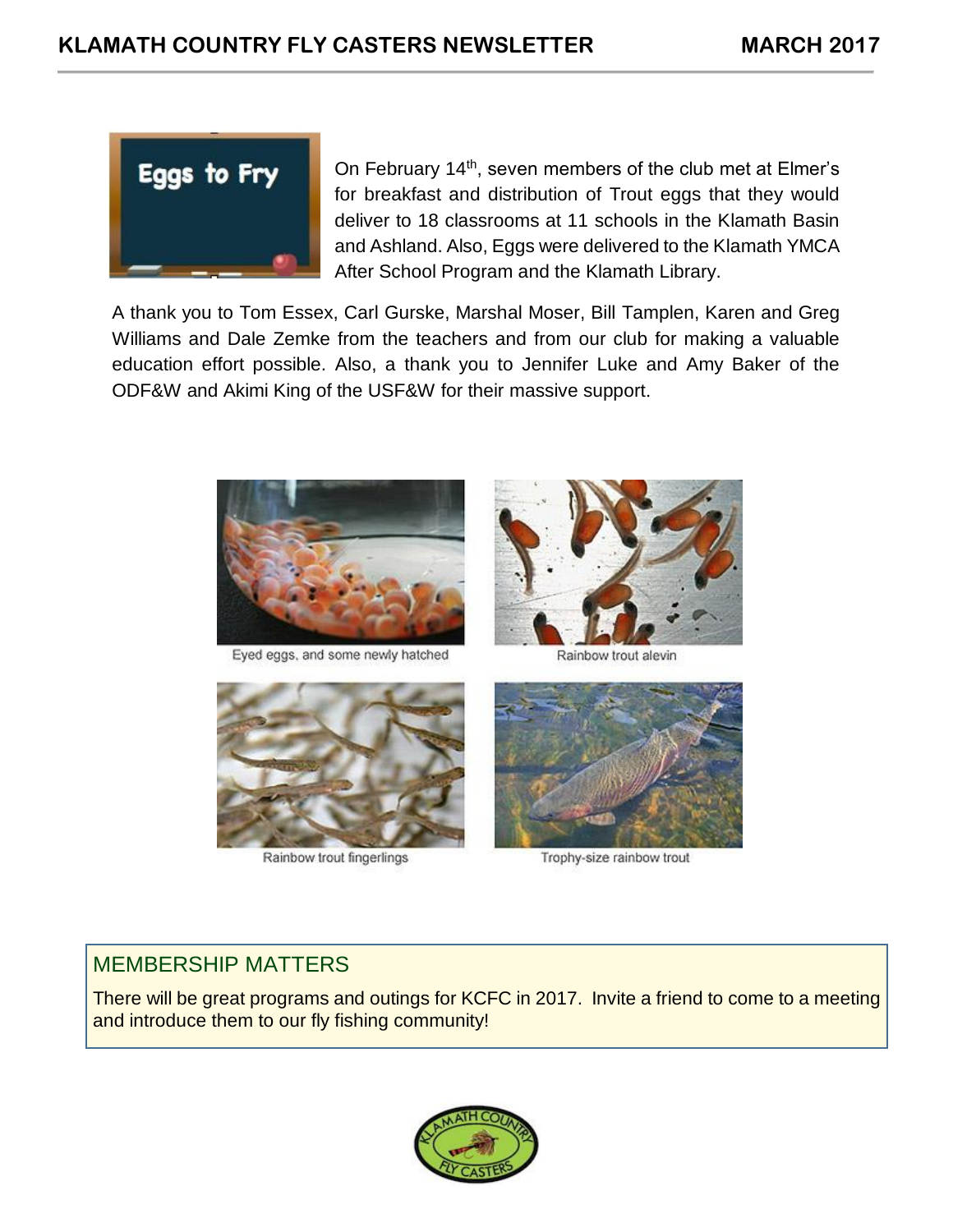## Eggs to Fry

On February 14th, seven members of the club met at Elmer's for breakfast and distribution of Trout eggs that they would deliver to 18 classrooms at 11 schools in the Klamath Basin and Ashland. Also, Eggs were delivered to the Klamath YMCA After School Program and the Klamath Library.

A thank you to Tom Essex, Carl Gurske, Marshal Moser, Bill Tamplen, Karen and Greg Williams and Dale Zemke from the teachers and from our club for making a valuable education effort possible. Also, a thank you to Jennifer Luke and Amy Baker of the ODF&W and Akimi King of the USF&W for their massive support.

Eyed eggs, and some newly hatched

Rainbow trout alevin

Rainbow trout fingerlings

Trophy-size rainbow trout

## MEMBERSHIP MATTERS

There will be great programs and outings for KCFC in 2017. Invite a friend to come to a meeting and introduce them to our fly fishing community!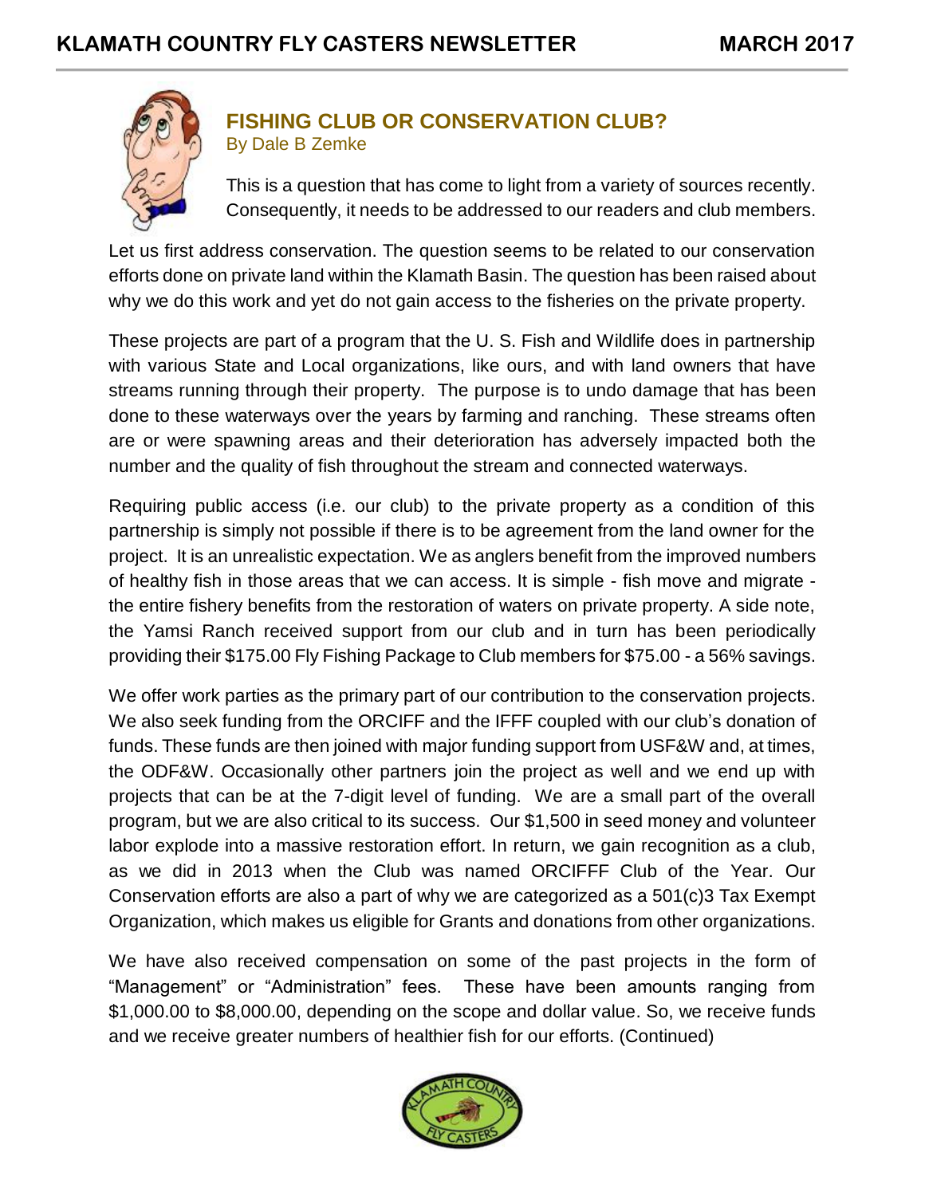## FISHING CLUB OR CONSERVATION CLUB?

By Dale B Zemke

This is a question that has come to light from a variety of sources recently. Consequently, it needs to be addressed to our readers and club members.

Let us first address conservation. The question seems to be related to our conservation efforts done on private land within the Klamath Basin. The question has been raised about why we do this work and yet do not gain access to the fisheries on the private property.

These projects are part of a program that the U. S. Fish and Wildlife does in partnership with various State and Local organizations, like ours, and with land owners that have streams running through their property. The purpose is to undo damage that has been done to these waterways over the years by farming and ranching. These streams often are or were spawning areas and their deterioration has adversely impacted both the number and the quality of fish throughout the stream and connected waterways.

Requiring public access (i.e. our club) to the private property as a condition of this partnership is simply not possible if there is to be agreement from the land owner for the project. It is an unrealistic expectation. We as anglers benefit from the improved numbers of healthy fish in those areas that we can access. It is simple - fish move and migrate - the entire fishery benefits from the restoration of waters on private property. A side note, the Yamsi Ranch received support from our club and in turn has been periodically providing their $175.00 Fly Fishing Package to Club members for $75.00 - a 56% savings.

We offer work parties as the primary part of our contribution to the conservation projects. We also seek funding from the ORCIFF and the IFFF coupled with our club's donation of funds. These funds are then joined with major funding support from USF&W and, at times, the ODF&W. Occasionally other partners join the project as well and we end up with projects that can be at the 7-digit level of funding. We are a small part of the overall program, but we are also critical to its success. Our $1,500 in seed money and volunteer labor explode into a massive restoration effort. In return, we gain recognition as a club, as we did in 2013 when the Club was named ORCIFFF Club of the Year. Our Conservation efforts are also a part of why we are categorized as a 501(c)3 Tax Exempt Organization, which makes us eligible for Grants and donations from other organizations.

We have also received compensation on some of the past projects in the form of "Management" or "Administration" fees. These have been amounts ranging from $1,000.00 to $8,000.00, depending on the scope and dollar value. So, we receive funds and we receive greater numbers of healthier fish for our efforts. (Continued)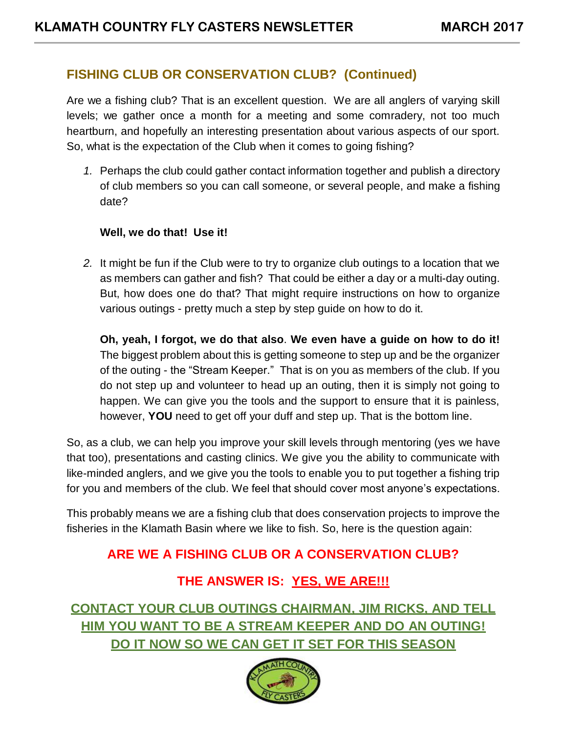## FISHING CLUB OR CONSERVATION CLUB? (Continued)

Are we a fishing club? That is an excellent question. We are all anglers of varying skill levels; we gather once a month for a meeting and some comradery, not too much heartburn, and hopefully an interesting presentation about various aspects of our sport. So, what is the expectation of the Club when it comes to going fishing?

1. Perhaps the club could gather contact information together and publish a directory of club members so you can call someone, or several people, and make a fishing date?

   **Well, we do that! Use it!**

2. It might be fun if the Club were to try to organize club outings to a location that we as members can gather and fish? That could be either a day or a multi-day outing. But, how does one do that? That might require instructions on how to organize various outings - pretty much a step by step guide on how to do it.

   **Oh, yeah, I forgot, we do that also**. **We even have a guide on how to do it!** The biggest problem about this is getting someone to step up and be the organizer of the outing - the "Stream Keeper." That is on you as members of the club. If you do not step up and volunteer to head up an outing, then it is simply not going to happen. We can give you the tools and the support to ensure that it is painless, however, **YOU** need to get off your duff and step up. That is the bottom line.

So, as a club, we can help you improve your skill levels through mentoring (yes we have that too), presentations and casting clinics. We give you the ability to communicate with like-minded anglers, and we give you the tools to enable you to put together a fishing trip for you and members of the club. We feel that should cover most anyone's expectations.

This probably means we are a fishing club that does conservation projects to improve the fisheries in the Klamath Basin where we like to fish. So, here is the question again:

**ARE WE A FISHING CLUB OR A CONSERVATION CLUB?**

**THE ANSWER IS: YES, WE ARE!!!**

**CONTACT YOUR CLUB OUTINGS CHAIRMAN, JIM RICKS, AND TELL HIM YOU WANT TO BE A STREAM KEEPER AND DO AN OUTING! DO IT NOW SO WE CAN GET IT SET FOR THIS SEASON**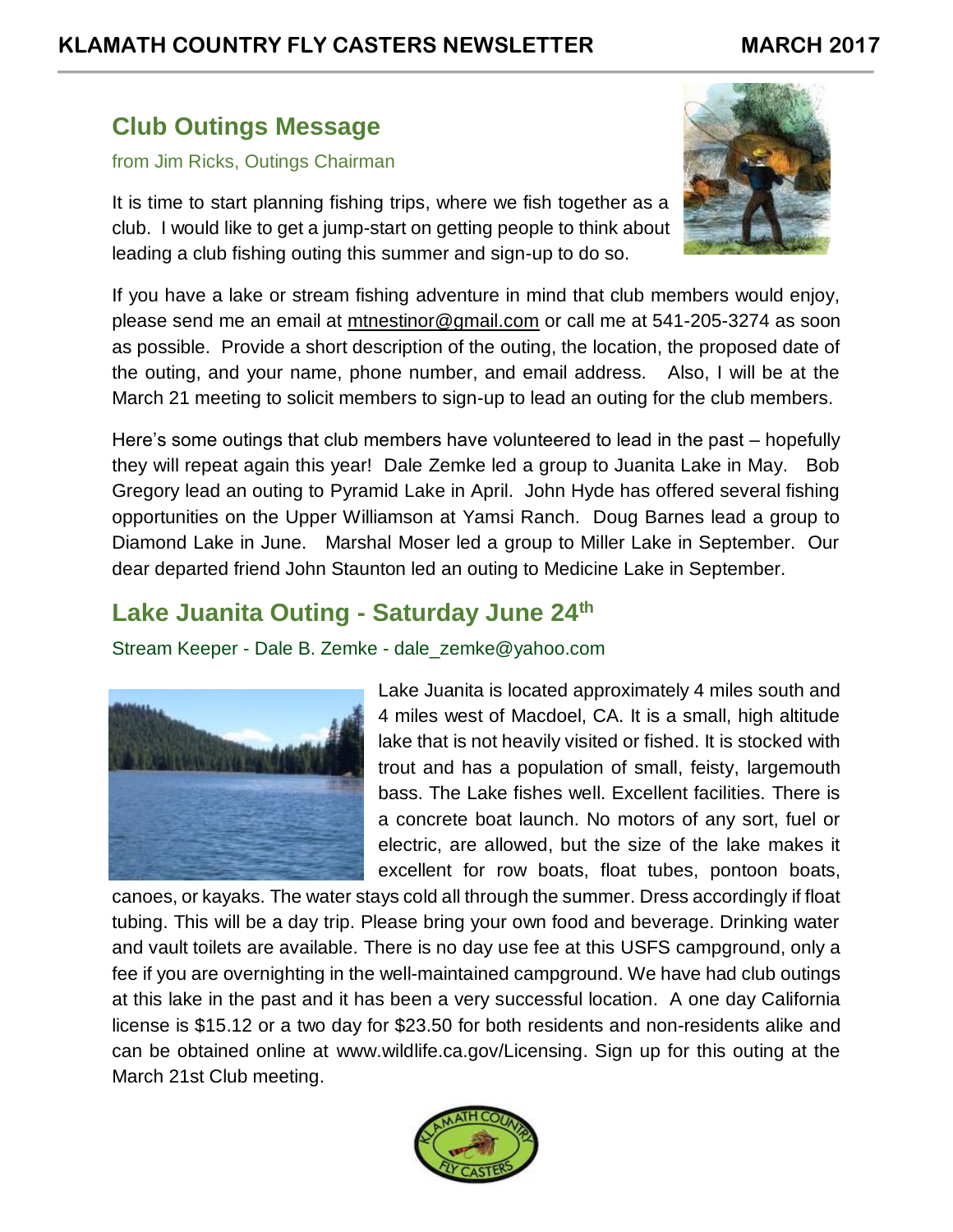## Club Outings Message

from Jim Ricks, Outings Chairman

It is time to start planning fishing trips, where we fish together as a club. I would like to get a jump-start on getting people to think about leading a club fishing outing this summer and sign-up to do so.

If you have a lake or stream fishing adventure in mind that club members would enjoy, please send me an email at mtnestinor@gmail.com or call me at 541-205-3274 as soon as possible. Provide a short description of the outing, the location, the proposed date of the outing, and your name, phone number, and email address. Also, I will be at the March 21 meeting to solicit members to sign-up to lead an outing for the club members.

Here's some outings that club members have volunteered to lead in the past – hopefully they will repeat again this year! Dale Zemke led a group to Juanita Lake in May. Bob Gregory lead an outing to Pyramid Lake in April. John Hyde has offered several fishing opportunities on the Upper Williamson at Yamsi Ranch. Doug Barnes lead a group to Diamond Lake in June. Marshal Moser led a group to Miller Lake in September. Our dear departed friend John Staunton led an outing to Medicine Lake in September.

## Lake Juanita Outing - Saturday June 24th

Stream Keeper - Dale B. Zemke - dale_zemke@yahoo.com

Lake Juanita is located approximately 4 miles south and 4 miles west of Macdoel, CA. It is a small, high altitude lake that is not heavily visited or fished. It is stocked with trout and has a population of small, feisty, largemouth bass. The Lake fishes well. Excellent facilities. There is a concrete boat launch. No motors of any sort, fuel or electric, are allowed, but the size of the lake makes it excellent for row boats, float tubes, pontoon boats, canoes, or kayaks. The water stays cold all through the summer. Dress accordingly if float tubing. This will be a day trip. Please bring your own food and beverage. Drinking water and vault toilets are available. There is no day use fee at this USFS campground, only a fee if you are overnighting in the well-maintained campground. We have had club outings at this lake in the past and it has been a very successful location. A one day California license is $15.12 or a two day for $23.50 for both residents and non-residents alike and can be obtained online at www.wildlife.ca.gov/Licensing. Sign up for this outing at the March 21st Club meeting.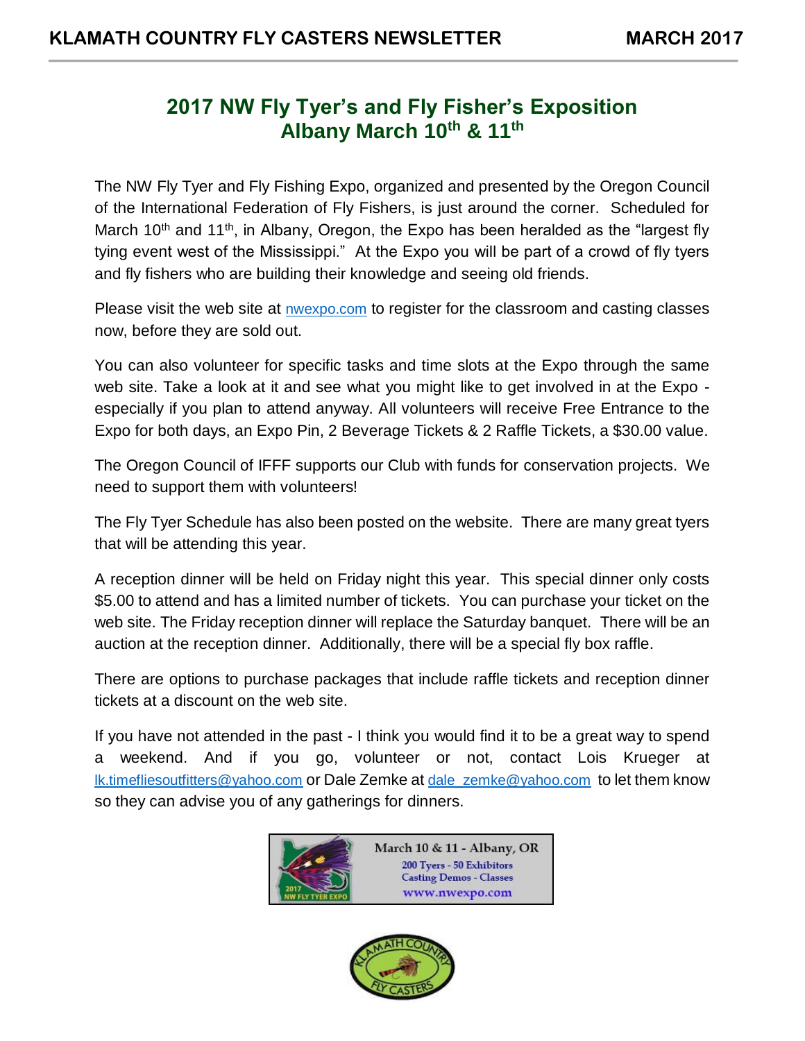## 2017 NW Fly Tyer's and Fly Fisher's Exposition
## Albany March 10th & 11th

The NW Fly Tyer and Fly Fishing Expo, organized and presented by the Oregon Council of the International Federation of Fly Fishers, is just around the corner. Scheduled for March 10th and 11th, in Albany, Oregon, the Expo has been heralded as the "largest fly tying event west of the Mississippi." At the Expo you will be part of a crowd of fly tyers and fly fishers who are building their knowledge and seeing old friends.

Please visit the web site at nwexpo.com to register for the classroom and casting classes now, before they are sold out.

You can also volunteer for specific tasks and time slots at the Expo through the same web site. Take a look at it and see what you might like to get involved in at the Expo - especially if you plan to attend anyway. All volunteers will receive Free Entrance to the Expo for both days, an Expo Pin, 2 Beverage Tickets & 2 Raffle Tickets, a $30.00 value.

The Oregon Council of IFFF supports our Club with funds for conservation projects. We need to support them with volunteers!

The Fly Tyer Schedule has also been posted on the website. There are many great tyers that will be attending this year.

A reception dinner will be held on Friday night this year. This special dinner only costs $5.00 to attend and has a limited number of tickets. You can purchase your ticket on the web site. The Friday reception dinner will replace the Saturday banquet. There will be an auction at the reception dinner. Additionally, there will be a special fly box raffle.

There are options to purchase packages that include raffle tickets and reception dinner tickets at a discount on the web site.

If you have not attended in the past - I think you would find it to be a great way to spend a weekend. And if you go, volunteer or not, contact Lois Krueger at lk.timefliesoutfitters@yahoo.com or Dale Zemke at dale_zemke@yahoo.com to let them know so they can advise you of any gatherings for dinners.

2017 NW FLY TYER EXPO

March 10 & 11 - Albany, OR

200 Tyers - 50 Exhibitors
Casting Demos - Classes
www.nwexpo.com

KLAMATH COUNTRY FLY CASTERS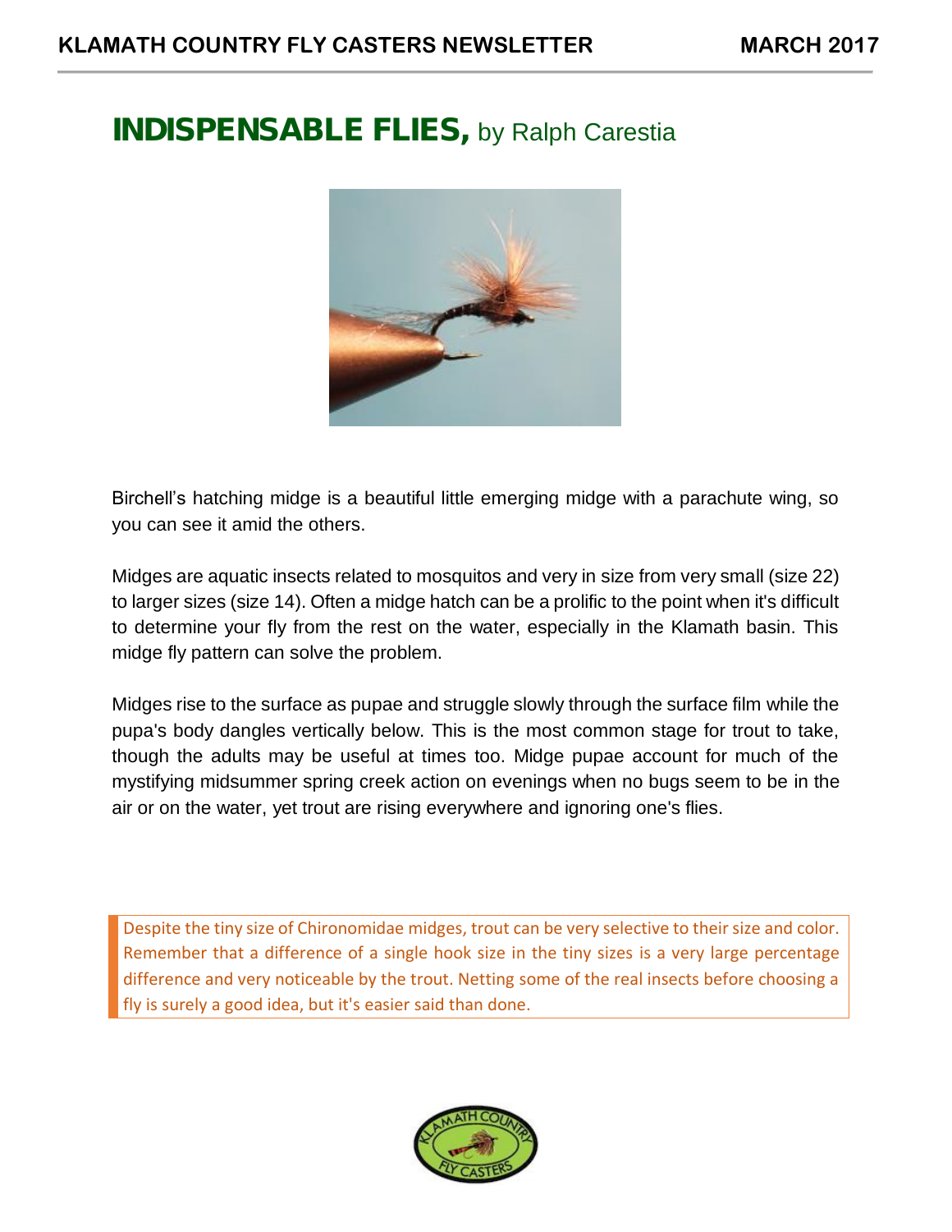# INDISPENSABLE FLIES, by Ralph Carestia

Birchell's hatching midge is a beautiful little emerging midge with a parachute wing, so you can see it amid the others.

Midges are aquatic insects related to mosquitos and very in size from very small (size 22) to larger sizes (size 14). Often a midge hatch can be a prolific to the point when it's difficult to determine your fly from the rest on the water, especially in the Klamath basin. This midge fly pattern can solve the problem.

Midges rise to the surface as pupae and struggle slowly through the surface film while the pupa's body dangles vertically below. This is the most common stage for trout to take, though the adults may be useful at times too. Midge pupae account for much of the mystifying midsummer spring creek action on evenings when no bugs seem to be in the air or on the water, yet trout are rising everywhere and ignoring one's flies.

> Despite the tiny size of Chironomidae midges, trout can be very selective to their size and color. Remember that a difference of a single hook size in the tiny sizes is a very large percentage difference and very noticeable by the trout. Netting some of the real insects before choosing a fly is surely a good idea, but it's easier said than done.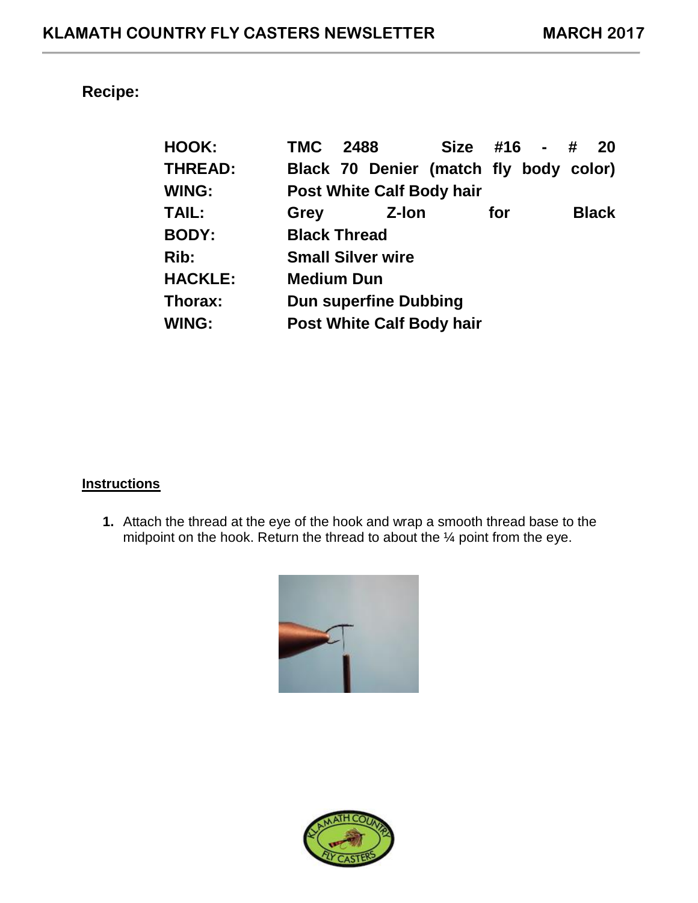**Recipe:**

| | |
|---|---|
| **HOOK:** | **TMC 2488 Size #16 - # 20** |
| **THREAD:** | **Black 70 Denier (match fly body color)** |
| **WING:** | **Post White Calf Body hair** |
| **TAIL:** | **Grey Z-lon for Black** |
| **BODY:** | **Black Thread** |
| **Rib:** | **Small Silver wire** |
| **HACKLE:** | **Medium Dun** |
| **Thorax:** | **Dun superfine Dubbing** |
| **WING:** | **Post White Calf Body hair** |

**Instructions**

1. Attach the thread at the eye of the hook and wrap a smooth thread base to the midpoint on the hook. Return the thread to about the ¼ point from the eye.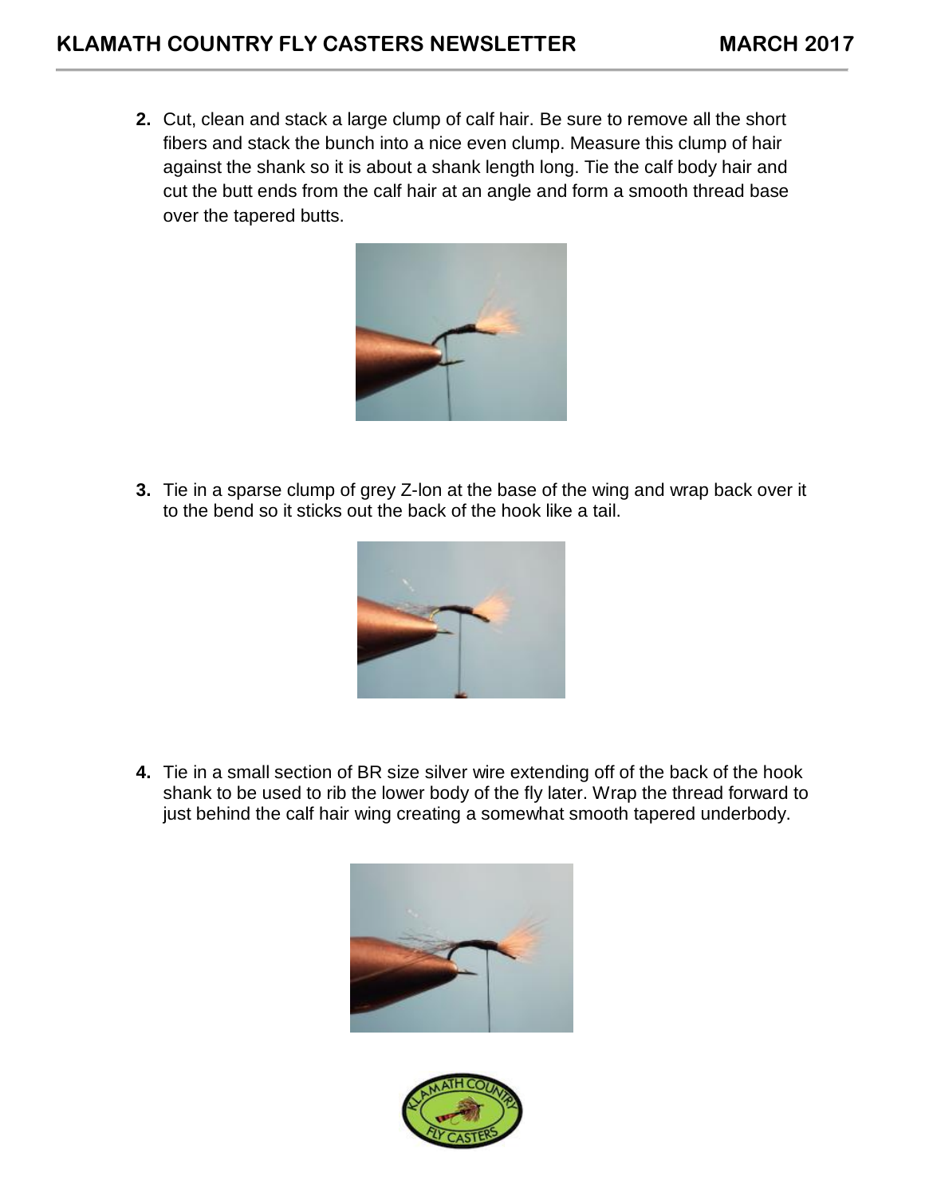2. Cut, clean and stack a large clump of calf hair. Be sure to remove all the short fibers and stack the bunch into a nice even clump. Measure this clump of hair against the shank so it is about a shank length long. Tie the calf body hair and cut the butt ends from the calf hair at an angle and form a smooth thread base over the tapered butts.

3. Tie in a sparse clump of grey Z-lon at the base of the wing and wrap back over it to the bend so it sticks out the back of the hook like a tail.

4. Tie in a small section of BR size silver wire extending off of the back of the hook shank to be used to rib the lower body of the fly later. Wrap the thread forward to just behind the calf hair wing creating a somewhat smooth tapered underbody.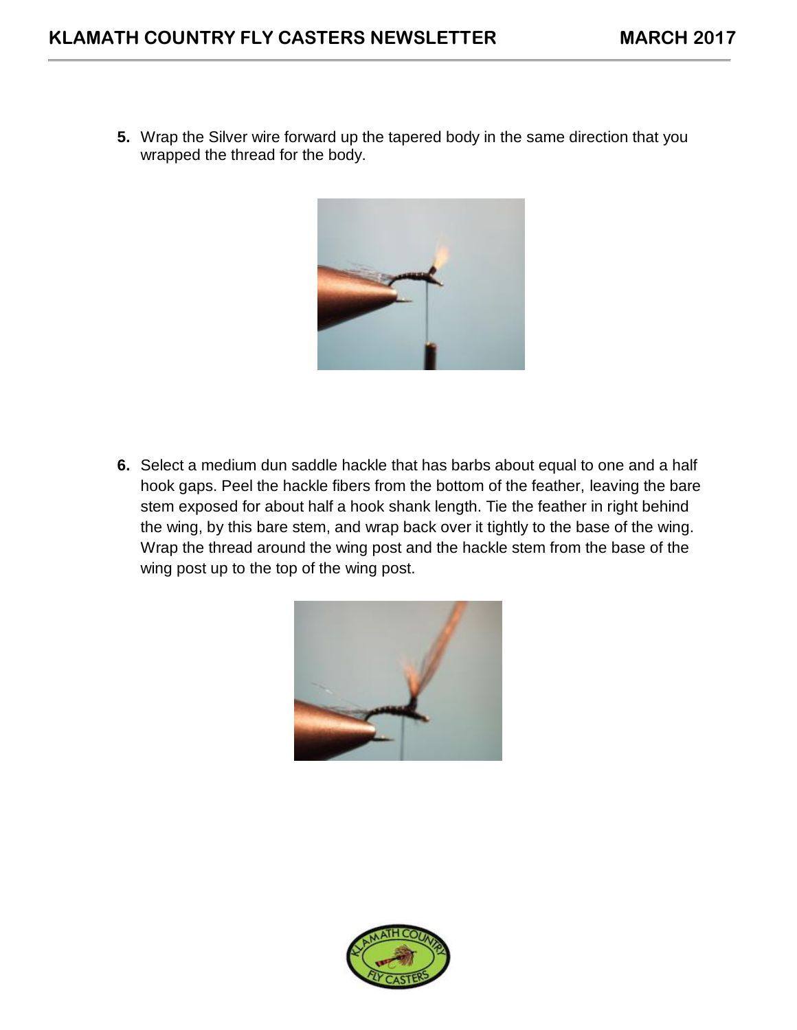5. Wrap the Silver wire forward up the tapered body in the same direction that you wrapped the thread for the body.

6. Select a medium dun saddle hackle that has barbs about equal to one and a half hook gaps. Peel the hackle fibers from the bottom of the feather, leaving the bare stem exposed for about half a hook shank length. Tie the feather in right behind the wing, by this bare stem, and wrap back over it tightly to the base of the wing. Wrap the thread around the wing post and the hackle stem from the base of the wing post up to the top of the wing post.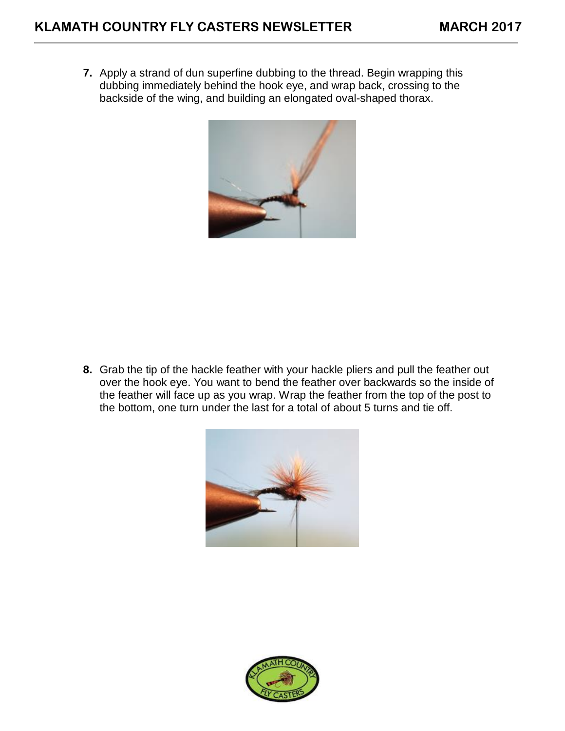7. Apply a strand of dun superfine dubbing to the thread. Begin wrapping this dubbing immediately behind the hook eye, and wrap back, crossing to the backside of the wing, and building an elongated oval-shaped thorax.

8. Grab the tip of the hackle feather with your hackle pliers and pull the feather out over the hook eye. You want to bend the feather over backwards so the inside of the feather will face up as you wrap. Wrap the feather from the top of the post to the bottom, one turn under the last for a total of about 5 turns and tie off.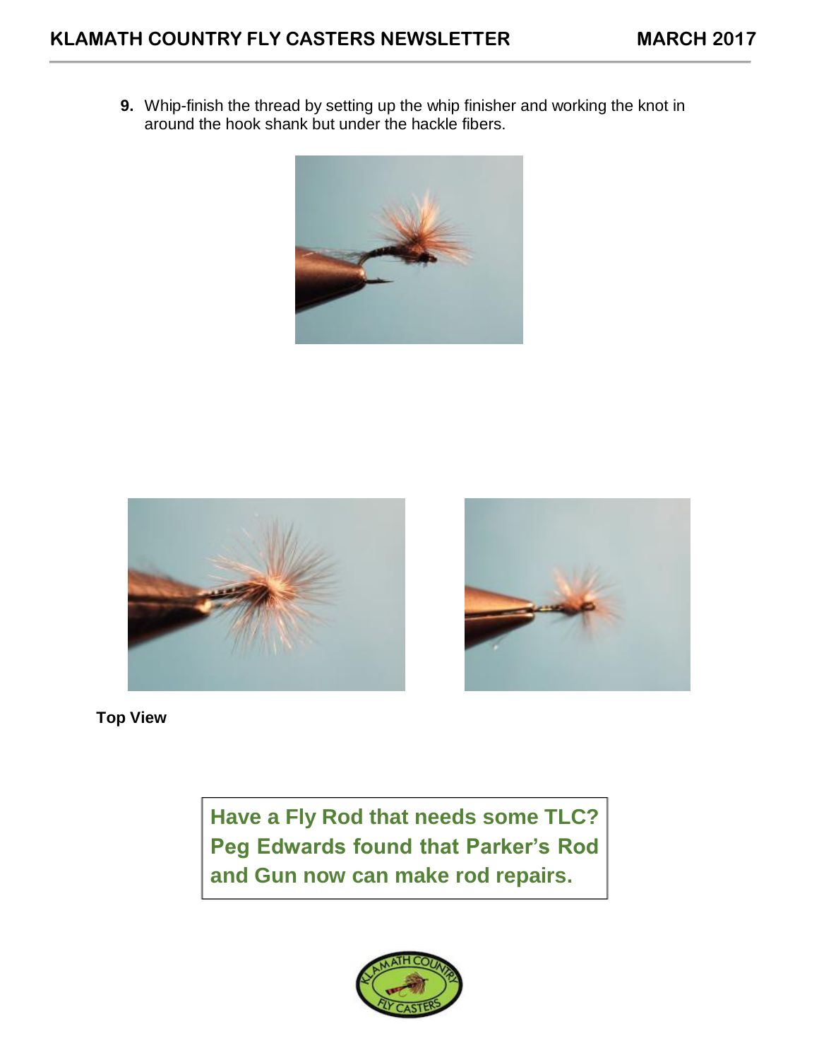9. Whip-finish the thread by setting up the whip finisher and working the knot in around the hook shank but under the hackle fibers.

**Top View**

**Have a Fly Rod that needs some TLC? Peg Edwards found that Parker's Rod and Gun now can make rod repairs.**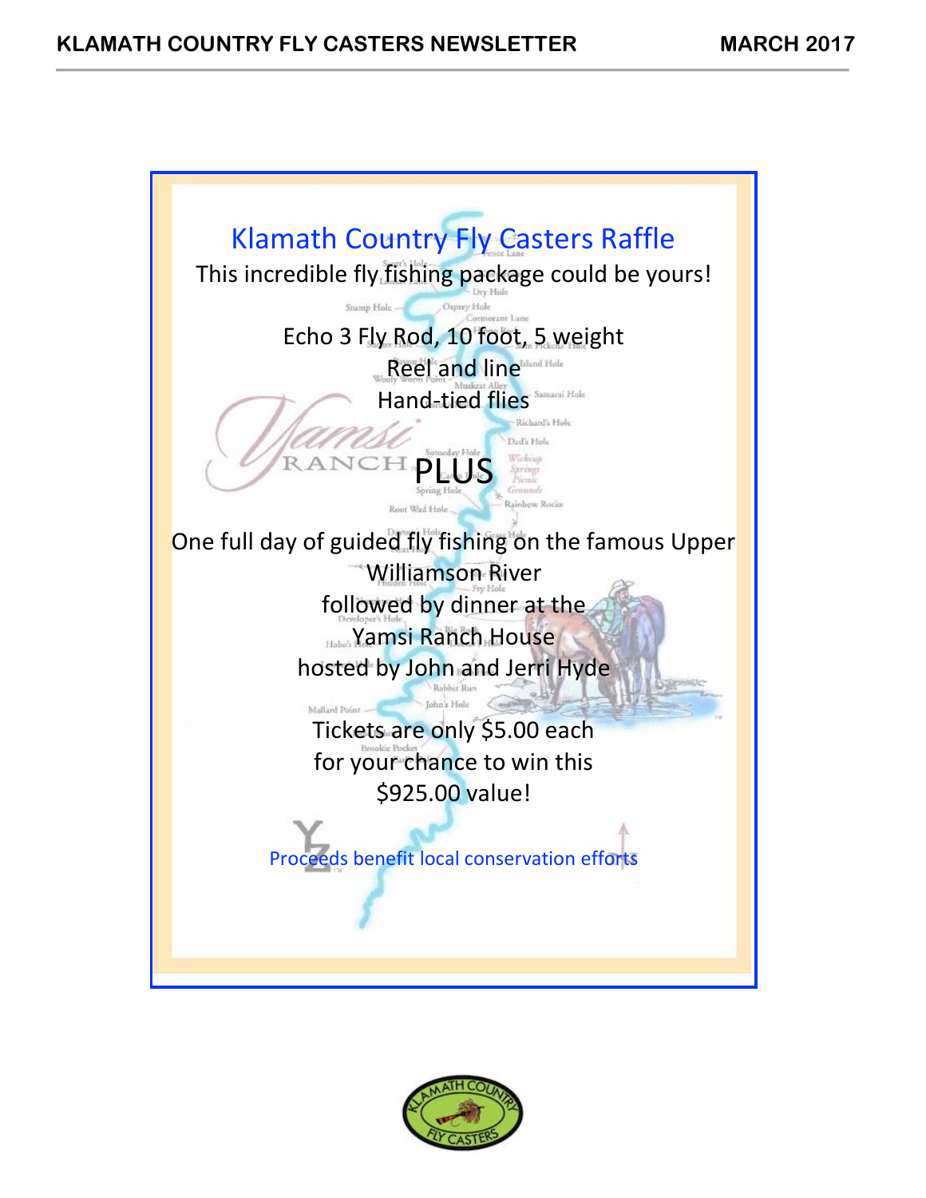# Klamath Country Fly Casters Raffle

This incredible fly fishing package could be yours!

Echo 3 Fly Rod, 10 foot, 5 weight
Reel and line
Hand-tied flies

PLUS

One full day of guided fly fishing on the famous Upper Williamson River
followed by dinner at the
Yamsi Ranch House
hosted by John and Jerri Hyde

Tickets are only $5.00 each
for your chance to win this
$925.00 value!

Proceeds benefit local conservation efforts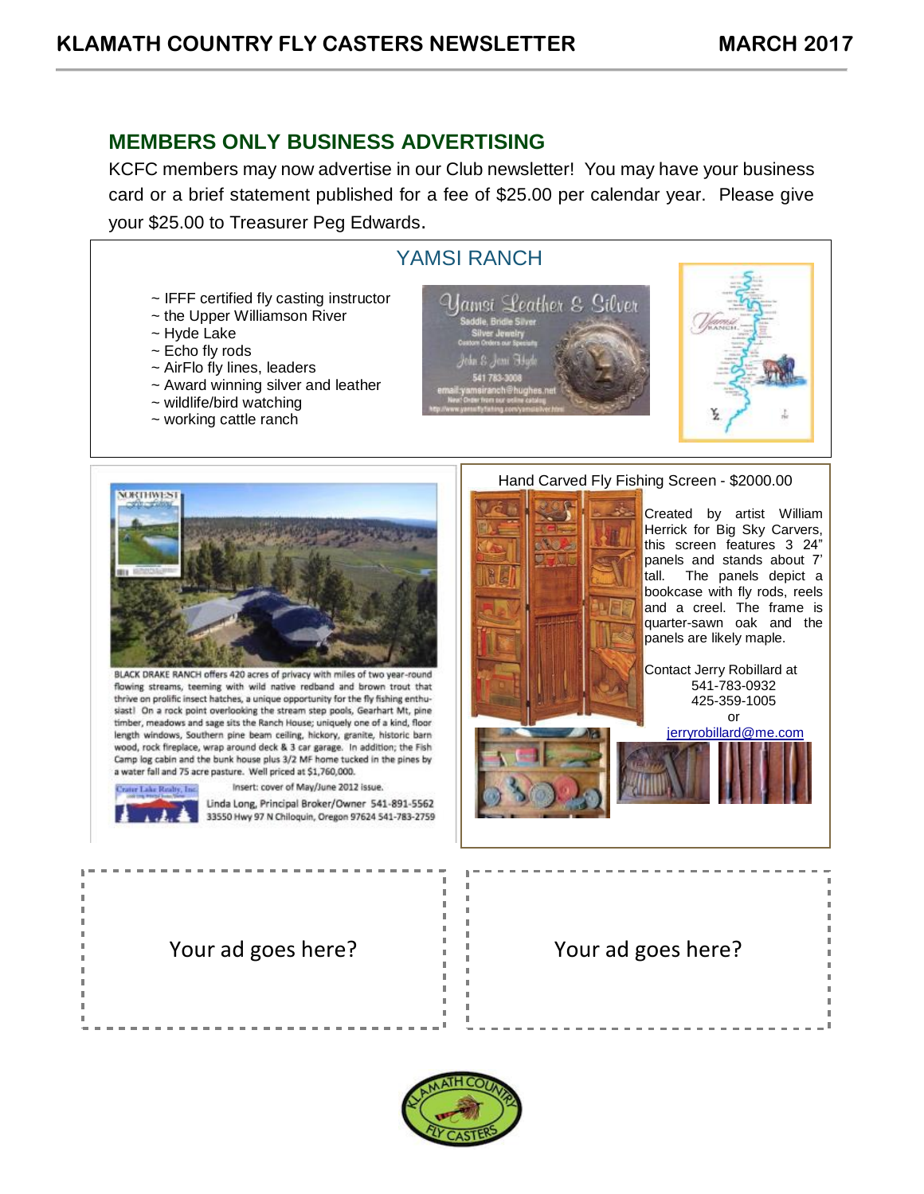## MEMBERS ONLY BUSINESS ADVERTISING

KCFC members may now advertise in our Club newsletter! You may have your business card or a brief statement published for a fee of $25.00 per calendar year. Please give your $25.00 to Treasurer Peg Edwards.

### YAMSI RANCH

- ~ IFFF certified fly casting instructor
- ~ the Upper Williamson River
- ~ Hyde Lake
- ~ Echo fly rods
- ~ AirFlo fly lines, leaders
- ~ Award winning silver and leather
- ~ wildlife/bird watching
- ~ working cattle ranch

Yamsi Leather & Silver
Saddle, Bridle Silver
Silver Jewelry
Custom Orders our Specialty
John & Jeni Hyde
541 783-3008
email:yamsiranch@hughes.net
New! Order from our online catalog
http://www.yamsiflyfishing.com/yamsisilver.html

BLACK DRAKE RANCH offers 420 acres of privacy with miles of two year-round flowing streams, teeming with wild native redband and brown trout that thrive on prolific insect hatches, a unique opportunity for the fly fishing enthusiast! On a rock point overlooking the stream step pools, Gearhart Mt, pine timber, meadows and sage sits the Ranch House; uniquely one of a kind, floor length windows, Southern pine beam ceiling, hickory, granite, historic barn wood, rock fireplace, wrap around deck & 3 car garage. In addition; the Fish Camp log cabin and the bunk house plus 3/2 MF home tucked in the pines by a water fall and 75 acre pasture. Well priced at $1,760,000.

Insert: cover of May/June 2012 issue.

Crater Lake Realty, Inc.
Linda Long, Principal Broker/Owner 541-891-5562
33550 Hwy 97 N Chiloquin, Oregon 97624 541-783-2759

### Hand Carved Fly Fishing Screen - $2000.00

Created by artist William Herrick for Big Sky Carvers, this screen features 3 24" panels and stands about 7' tall. The panels depict a bookcase with fly rods, reels and a creel. The frame is quarter-sawn oak and the panels are likely maple.

Contact Jerry Robillard at
541-783-0932
425-359-1005
or
jerryrobillard@me.com

Your ad goes here?

Your ad goes here?